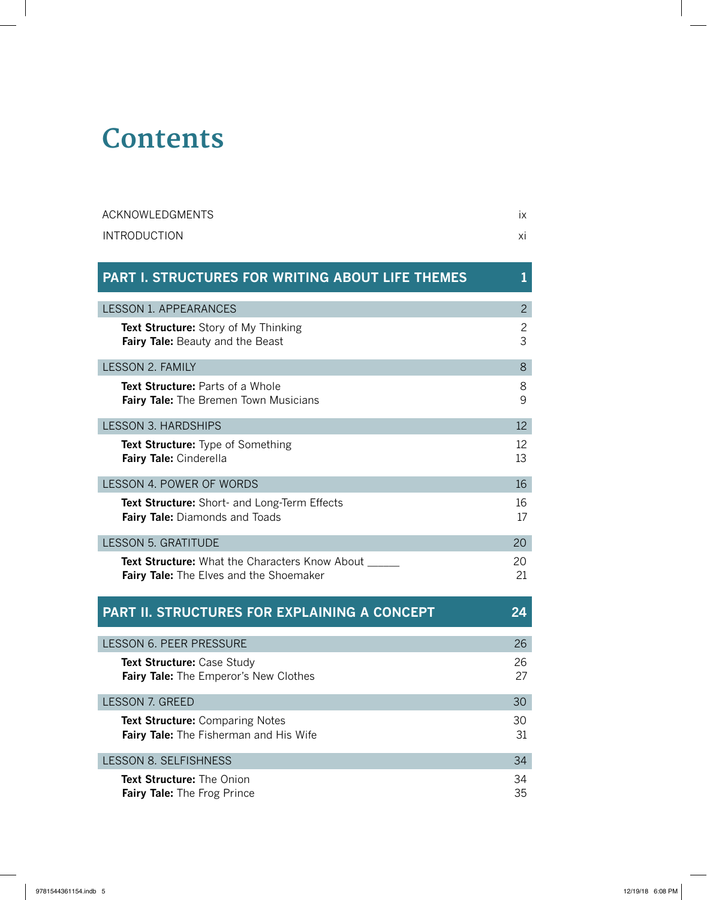# Contents

| | |
|---|---|
| ACKNOWLEDGMENTS | ix |
| INTRODUCTION | xi |

## PART I. STRUCTURES FOR WRITING ABOUT LIFE THEMES — 1

| | |
|---|---|
| **LESSON 1. APPEARANCES** | 2 |
| **Text Structure:** Story of My Thinking | 2 |
| **Fairy Tale:** Beauty and the Beast | 3 |
| **LESSON 2. FAMILY** | 8 |
| **Text Structure:** Parts of a Whole | 8 |
| **Fairy Tale:** The Bremen Town Musicians | 9 |
| **LESSON 3. HARDSHIPS** | 12 |
| **Text Structure:** Type of Something | 12 |
| **Fairy Tale:** Cinderella | 13 |
| **LESSON 4. POWER OF WORDS** | 16 |
| **Text Structure:** Short- and Long-Term Effects | 16 |
| **Fairy Tale:** Diamonds and Toads | 17 |
| **LESSON 5. GRATITUDE** | 20 |
| **Text Structure:** What the Characters Know About ______ | 20 |
| **Fairy Tale:** The Elves and the Shoemaker | 21 |

## PART II. STRUCTURES FOR EXPLAINING A CONCEPT — 24

| | |
|---|---|
| **LESSON 6. PEER PRESSURE** | 26 |
| **Text Structure:** Case Study | 26 |
| **Fairy Tale:** The Emperor's New Clothes | 27 |
| **LESSON 7. GREED** | 30 |
| **Text Structure:** Comparing Notes | 30 |
| **Fairy Tale:** The Fisherman and His Wife | 31 |
| **LESSON 8. SELFISHNESS** | 34 |
| **Text Structure:** The Onion | 34 |
| **Fairy Tale:** The Frog Prince | 35 |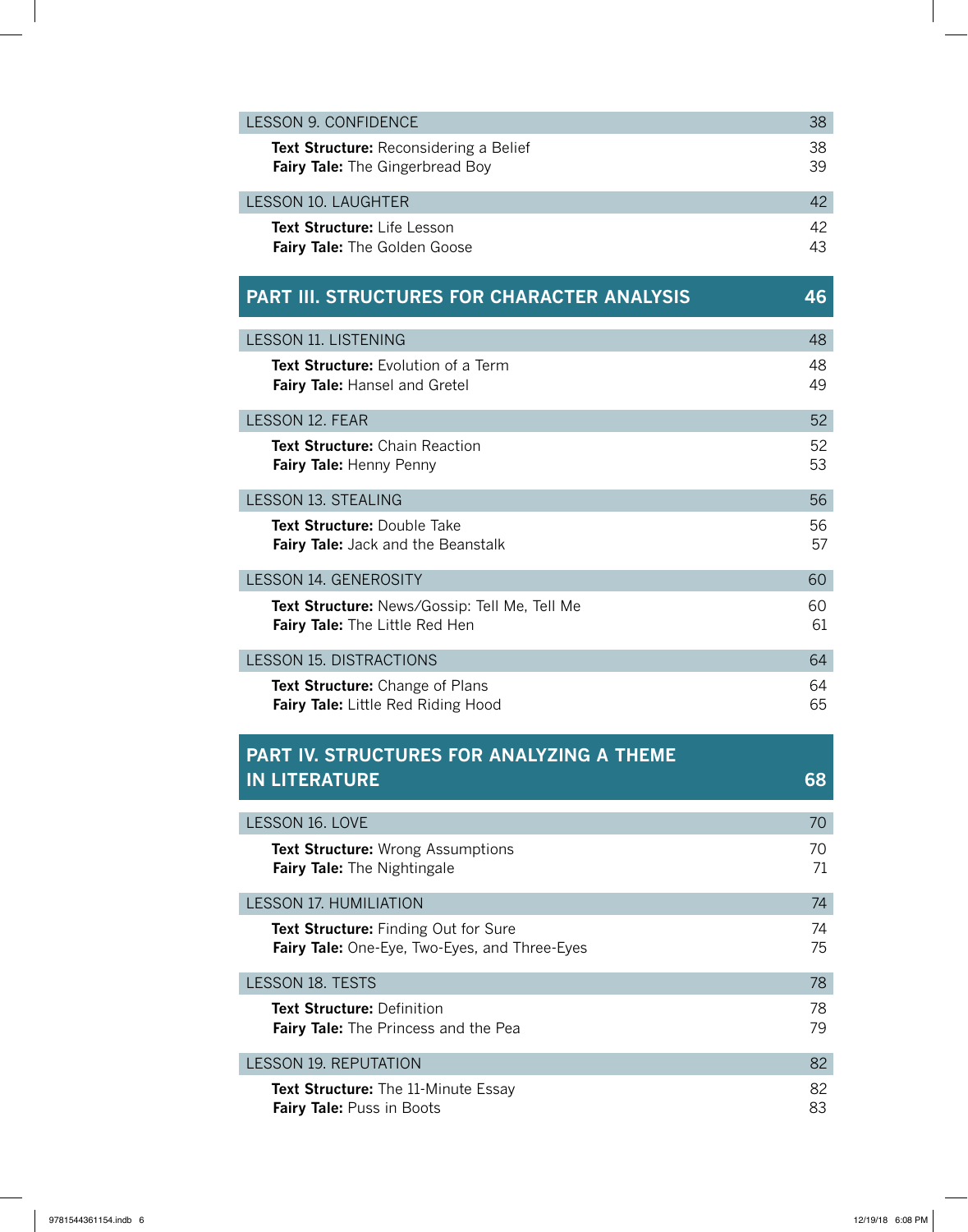| LESSON 9. CONFIDENCE | 38 |
|---|---|
| **Text Structure:** Reconsidering a Belief | 38 |
| **Fairy Tale:** The Gingerbread Boy | 39 |

| LESSON 10. LAUGHTER | 42 |
|---|---|
| **Text Structure:** Life Lesson | 42 |
| **Fairy Tale:** The Golden Goose | 43 |

## PART III. STRUCTURES FOR CHARACTER ANALYSIS — 46

| LESSON 11. LISTENING | 48 |
|---|---|
| **Text Structure:** Evolution of a Term | 48 |
| **Fairy Tale:** Hansel and Gretel | 49 |

| LESSON 12. FEAR | 52 |
|---|---|
| **Text Structure:** Chain Reaction | 52 |
| **Fairy Tale:** Henny Penny | 53 |

| LESSON 13. STEALING | 56 |
|---|---|
| **Text Structure:** Double Take | 56 |
| **Fairy Tale:** Jack and the Beanstalk | 57 |

| LESSON 14. GENEROSITY | 60 |
|---|---|
| **Text Structure:** News/Gossip: Tell Me, Tell Me | 60 |
| **Fairy Tale:** The Little Red Hen | 61 |

| LESSON 15. DISTRACTIONS | 64 |
|---|---|
| **Text Structure:** Change of Plans | 64 |
| **Fairy Tale:** Little Red Riding Hood | 65 |

## PART IV. STRUCTURES FOR ANALYZING A THEME IN LITERATURE — 68

| LESSON 16. LOVE | 70 |
|---|---|
| **Text Structure:** Wrong Assumptions | 70 |
| **Fairy Tale:** The Nightingale | 71 |

| LESSON 17. HUMILIATION | 74 |
|---|---|
| **Text Structure:** Finding Out for Sure | 74 |
| **Fairy Tale:** One-Eye, Two-Eyes, and Three-Eyes | 75 |

| LESSON 18. TESTS | 78 |
|---|---|
| **Text Structure:** Definition | 78 |
| **Fairy Tale:** The Princess and the Pea | 79 |

| LESSON 19. REPUTATION | 82 |
|---|---|
| **Text Structure:** The 11-Minute Essay | 82 |
| **Fairy Tale:** Puss in Boots | 83 |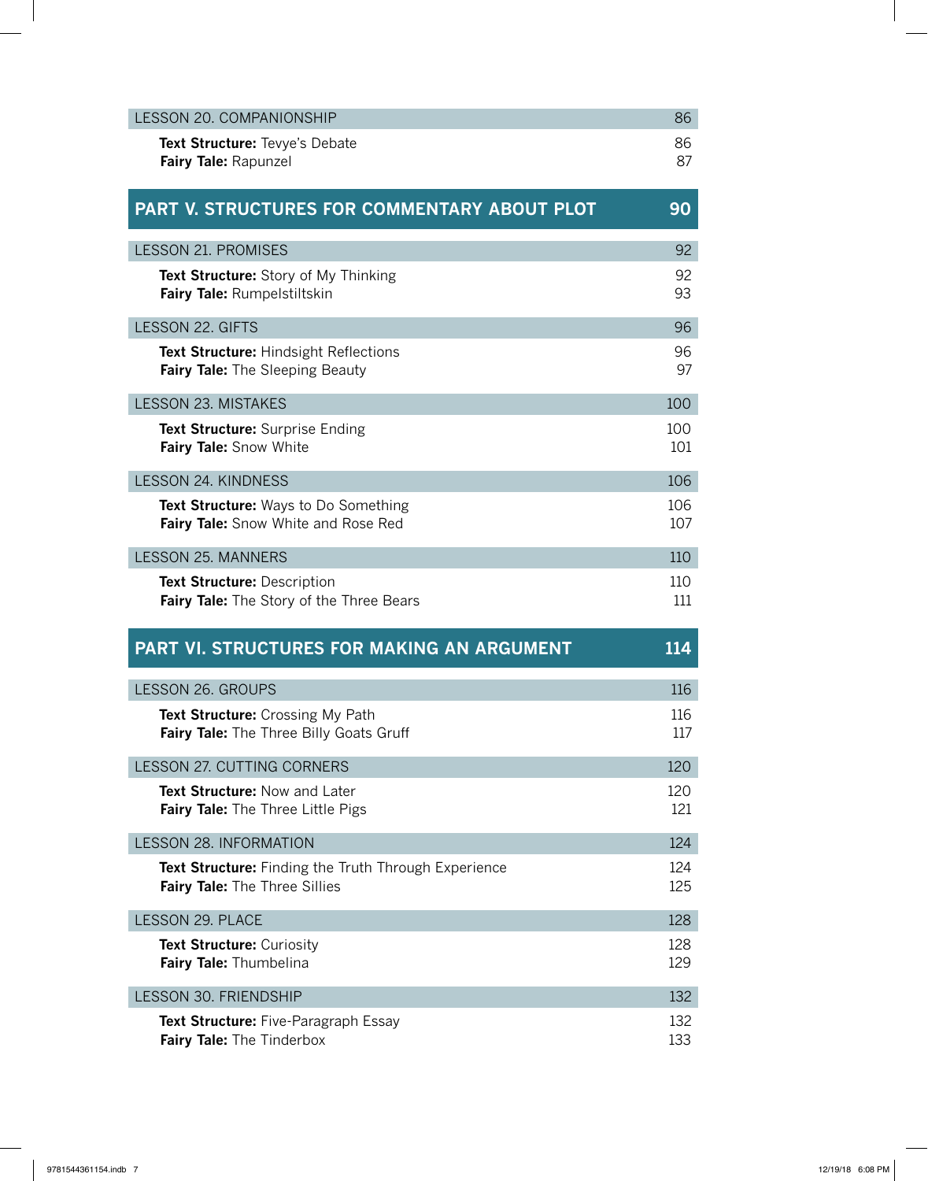| LESSON 20. COMPANIONSHIP | 86 |
|---|---|
| **Text Structure:** Tevye's Debate | 86 |
| **Fairy Tale:** Rapunzel | 87 |

## PART V. STRUCTURES FOR COMMENTARY ABOUT PLOT — 90

| LESSON 21. PROMISES | 92 |
|---|---|
| **Text Structure:** Story of My Thinking | 92 |
| **Fairy Tale:** Rumpelstiltskin | 93 |
| **LESSON 22. GIFTS** | **96** |
| **Text Structure:** Hindsight Reflections | 96 |
| **Fairy Tale:** The Sleeping Beauty | 97 |
| **LESSON 23. MISTAKES** | **100** |
| **Text Structure:** Surprise Ending | 100 |
| **Fairy Tale:** Snow White | 101 |
| **LESSON 24. KINDNESS** | **106** |
| **Text Structure:** Ways to Do Something | 106 |
| **Fairy Tale:** Snow White and Rose Red | 107 |
| **LESSON 25. MANNERS** | **110** |
| **Text Structure:** Description | 110 |
| **Fairy Tale:** The Story of the Three Bears | 111 |

## PART VI. STRUCTURES FOR MAKING AN ARGUMENT — 114

| LESSON 26. GROUPS | 116 |
|---|---|
| **Text Structure:** Crossing My Path | 116 |
| **Fairy Tale:** The Three Billy Goats Gruff | 117 |
| **LESSON 27. CUTTING CORNERS** | **120** |
| **Text Structure:** Now and Later | 120 |
| **Fairy Tale:** The Three Little Pigs | 121 |
| **LESSON 28. INFORMATION** | **124** |
| **Text Structure:** Finding the Truth Through Experience | 124 |
| **Fairy Tale:** The Three Sillies | 125 |
| **LESSON 29. PLACE** | **128** |
| **Text Structure:** Curiosity | 128 |
| **Fairy Tale:** Thumbelina | 129 |
| **LESSON 30. FRIENDSHIP** | **132** |
| **Text Structure:** Five-Paragraph Essay | 132 |
| **Fairy Tale:** The Tinderbox | 133 |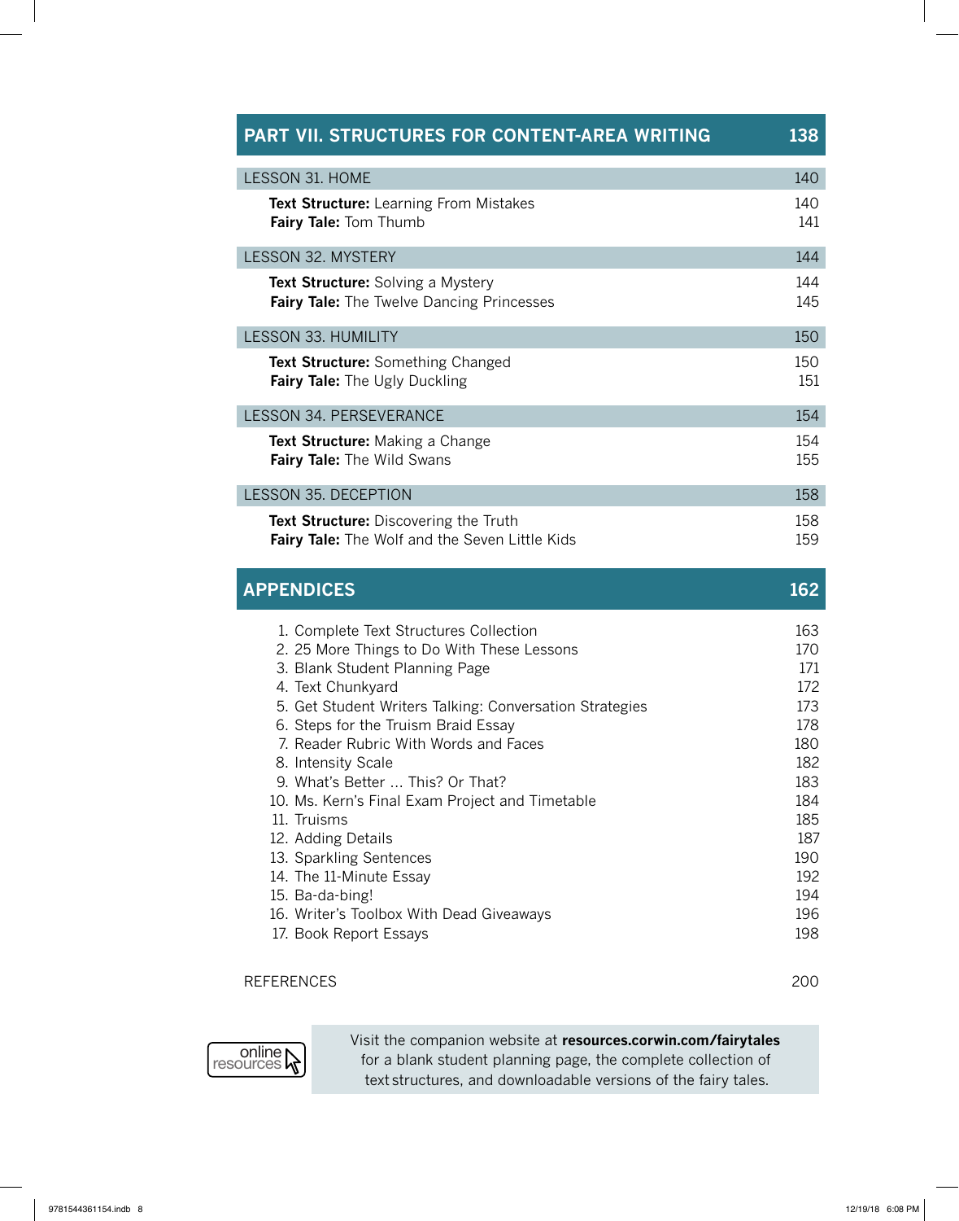## PART VII. STRUCTURES FOR CONTENT-AREA WRITING — 138

| | |
|---|---|
| LESSON 31. HOME | 140 |
| **Text Structure:** Learning From Mistakes | 140 |
| **Fairy Tale:** Tom Thumb | 141 |
| LESSON 32. MYSTERY | 144 |
| **Text Structure:** Solving a Mystery | 144 |
| **Fairy Tale:** The Twelve Dancing Princesses | 145 |
| LESSON 33. HUMILITY | 150 |
| **Text Structure:** Something Changed | 150 |
| **Fairy Tale:** The Ugly Duckling | 151 |
| LESSON 34. PERSEVERANCE | 154 |
| **Text Structure:** Making a Change | 154 |
| **Fairy Tale:** The Wild Swans | 155 |
| LESSON 35. DECEPTION | 158 |
| **Text Structure:** Discovering the Truth | 158 |
| **Fairy Tale:** The Wolf and the Seven Little Kids | 159 |

## APPENDICES — 162

| | |
|---|---|
| 1. Complete Text Structures Collection | 163 |
| 2. 25 More Things to Do With These Lessons | 170 |
| 3. Blank Student Planning Page | 171 |
| 4. Text Chunkyard | 172 |
| 5. Get Student Writers Talking: Conversation Strategies | 173 |
| 6. Steps for the Truism Braid Essay | 178 |
| 7. Reader Rubric With Words and Faces | 180 |
| 8. Intensity Scale | 182 |
| 9. What's Better … This? Or That? | 183 |
| 10. Ms. Kern's Final Exam Project and Timetable | 184 |
| 11. Truisms | 185 |
| 12. Adding Details | 187 |
| 13. Sparkling Sentences | 190 |
| 14. The 11-Minute Essay | 192 |
| 15. Ba-da-bing! | 194 |
| 16. Writer's Toolbox With Dead Giveaways | 196 |
| 17. Book Report Essays | 198 |

REFERENCES — 200

online resources

Visit the companion website at **resources.corwin.com/fairytales** for a blank student planning page, the complete collection of text structures, and downloadable versions of the fairy tales.